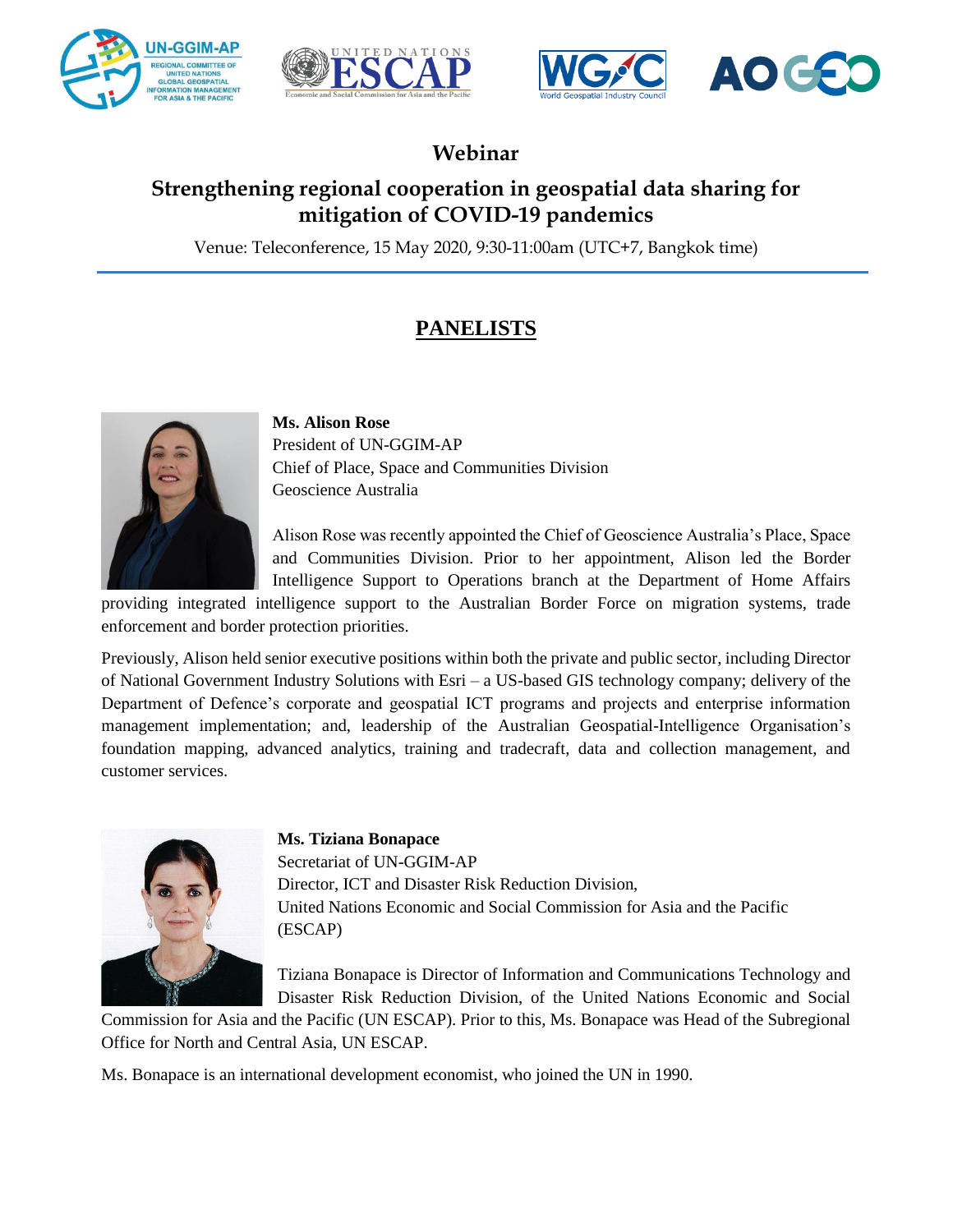# Webinar

## Strengthening regional cooperation in geospatial data sharing for mitigation of COVID-19 pandemics

Venue: Teleconference, 15 May 2020, 9:30-11:00am (UTC+7, Bangkok time)

## PANELISTS

**Ms. Alison Rose**
President of UN-GGIM-AP
Chief of Place, Space and Communities Division
Geoscience Australia

Alison Rose was recently appointed the Chief of Geoscience Australia's Place, Space and Communities Division. Prior to her appointment, Alison led the Border Intelligence Support to Operations branch at the Department of Home Affairs providing integrated intelligence support to the Australian Border Force on migration systems, trade enforcement and border protection priorities.

Previously, Alison held senior executive positions within both the private and public sector, including Director of National Government Industry Solutions with Esri – a US-based GIS technology company; delivery of the Department of Defence's corporate and geospatial ICT programs and projects and enterprise information management implementation; and, leadership of the Australian Geospatial-Intelligence Organisation's foundation mapping, advanced analytics, training and tradecraft, data and collection management, and customer services.

**Ms. Tiziana Bonapace**
Secretariat of UN-GGIM-AP
Director, ICT and Disaster Risk Reduction Division,
United Nations Economic and Social Commission for Asia and the Pacific (ESCAP)

Tiziana Bonapace is Director of Information and Communications Technology and Disaster Risk Reduction Division, of the United Nations Economic and Social Commission for Asia and the Pacific (UN ESCAP). Prior to this, Ms. Bonapace was Head of the Subregional Office for North and Central Asia, UN ESCAP.

Ms. Bonapace is an international development economist, who joined the UN in 1990.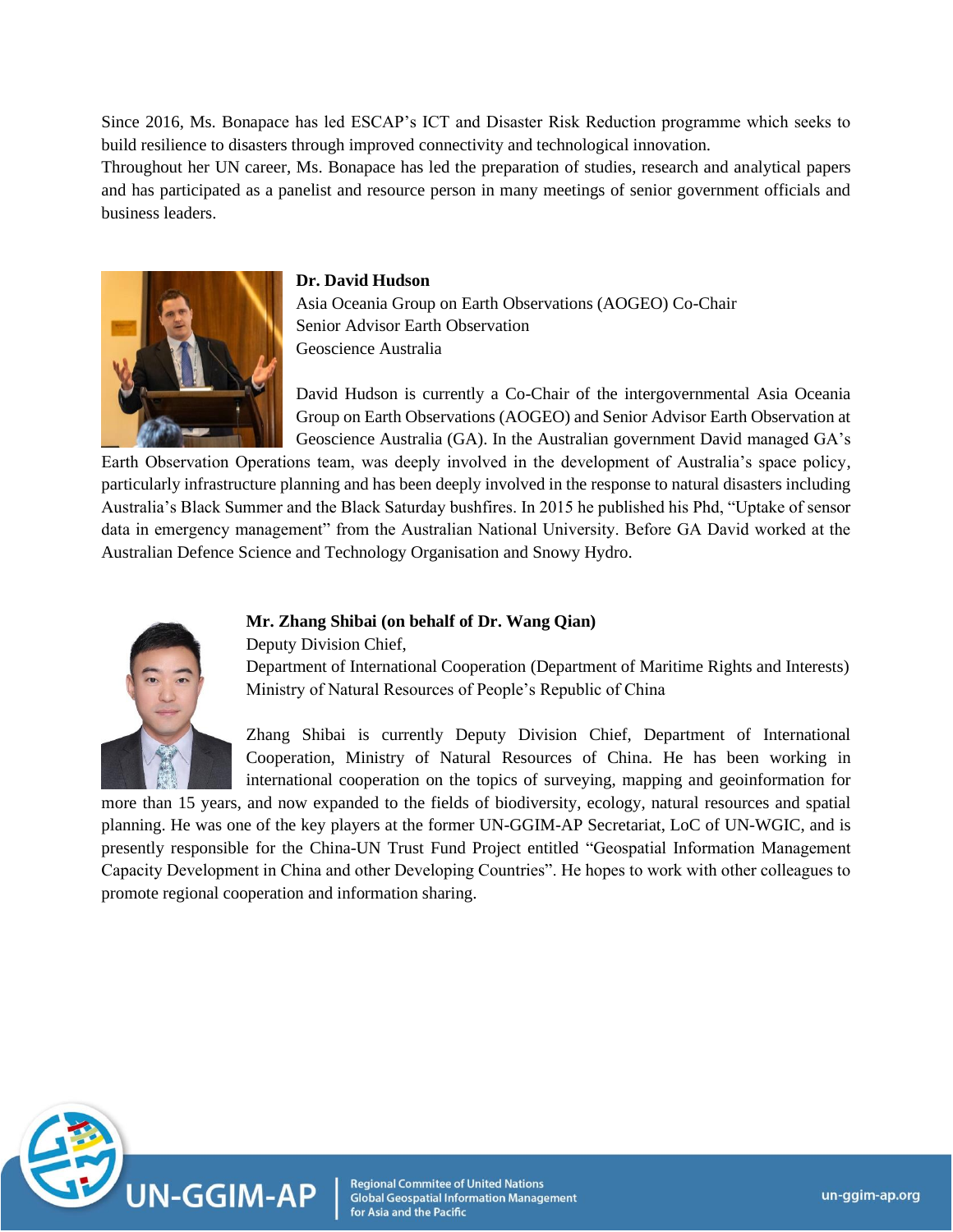Since 2016, Ms. Bonapace has led ESCAP's ICT and Disaster Risk Reduction programme which seeks to build resilience to disasters through improved connectivity and technological innovation.

Throughout her UN career, Ms. Bonapace has led the preparation of studies, research and analytical papers and has participated as a panelist and resource person in many meetings of senior government officials and business leaders.

**Dr. David Hudson**
Asia Oceania Group on Earth Observations (AOGEO) Co-Chair
Senior Advisor Earth Observation
Geoscience Australia

David Hudson is currently a Co-Chair of the intergovernmental Asia Oceania Group on Earth Observations (AOGEO) and Senior Advisor Earth Observation at Geoscience Australia (GA). In the Australian government David managed GA's Earth Observation Operations team, was deeply involved in the development of Australia's space policy, particularly infrastructure planning and has been deeply involved in the response to natural disasters including Australia's Black Summer and the Black Saturday bushfires. In 2015 he published his Phd, "Uptake of sensor data in emergency management" from the Australian National University. Before GA David worked at the Australian Defence Science and Technology Organisation and Snowy Hydro.

**Mr. Zhang Shibai (on behalf of Dr. Wang Qian)**
Deputy Division Chief,
Department of International Cooperation (Department of Maritime Rights and Interests)
Ministry of Natural Resources of People's Republic of China

Zhang Shibai is currently Deputy Division Chief, Department of International Cooperation, Ministry of Natural Resources of China. He has been working in international cooperation on the topics of surveying, mapping and geoinformation for more than 15 years, and now expanded to the fields of biodiversity, ecology, natural resources and spatial planning. He was one of the key players at the former UN-GGIM-AP Secretariat, LoC of UN-WGIC, and is presently responsible for the China-UN Trust Fund Project entitled "Geospatial Information Management Capacity Development in China and other Developing Countries". He hopes to work with other colleagues to promote regional cooperation and information sharing.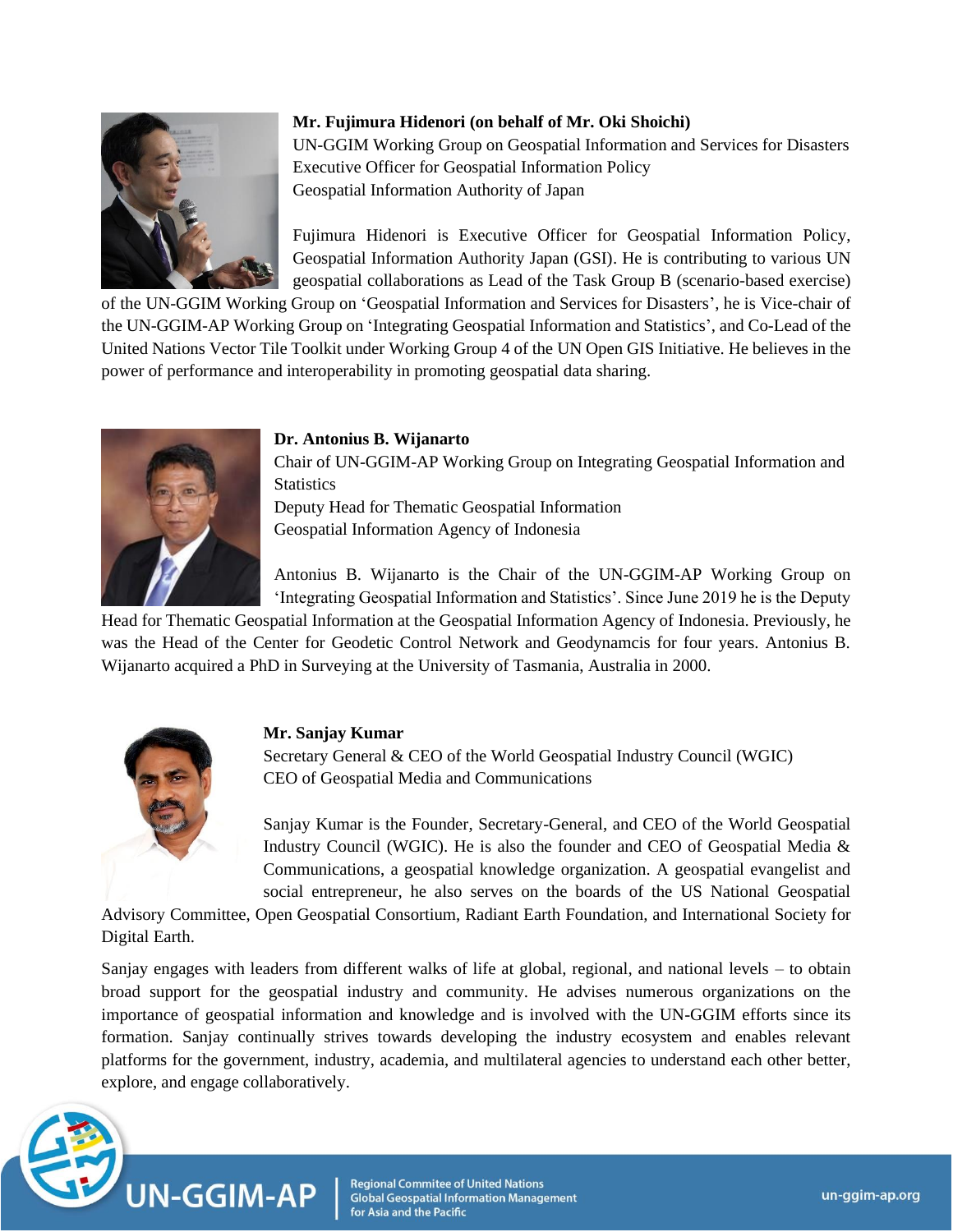**Mr. Fujimura Hidenori (on behalf of Mr. Oki Shoichi)**
UN-GGIM Working Group on Geospatial Information and Services for Disasters
Executive Officer for Geospatial Information Policy
Geospatial Information Authority of Japan

Fujimura Hidenori is Executive Officer for Geospatial Information Policy, Geospatial Information Authority Japan (GSI). He is contributing to various UN geospatial collaborations as Lead of the Task Group B (scenario-based exercise) of the UN-GGIM Working Group on 'Geospatial Information and Services for Disasters', he is Vice-chair of the UN-GGIM-AP Working Group on 'Integrating Geospatial Information and Statistics', and Co-Lead of the United Nations Vector Tile Toolkit under Working Group 4 of the UN Open GIS Initiative. He believes in the power of performance and interoperability in promoting geospatial data sharing.

**Dr. Antonius B. Wijanarto**
Chair of UN-GGIM-AP Working Group on Integrating Geospatial Information and Statistics
Deputy Head for Thematic Geospatial Information
Geospatial Information Agency of Indonesia

Antonius B. Wijanarto is the Chair of the UN-GGIM-AP Working Group on 'Integrating Geospatial Information and Statistics'. Since June 2019 he is the Deputy Head for Thematic Geospatial Information at the Geospatial Information Agency of Indonesia. Previously, he was the Head of the Center for Geodetic Control Network and Geodynamcis for four years. Antonius B. Wijanarto acquired a PhD in Surveying at the University of Tasmania, Australia in 2000.

**Mr. Sanjay Kumar**
Secretary General & CEO of the World Geospatial Industry Council (WGIC)
CEO of Geospatial Media and Communications

Sanjay Kumar is the Founder, Secretary-General, and CEO of the World Geospatial Industry Council (WGIC). He is also the founder and CEO of Geospatial Media & Communications, a geospatial knowledge organization. A geospatial evangelist and social entrepreneur, he also serves on the boards of the US National Geospatial Advisory Committee, Open Geospatial Consortium, Radiant Earth Foundation, and International Society for Digital Earth.

Sanjay engages with leaders from different walks of life at global, regional, and national levels – to obtain broad support for the geospatial industry and community. He advises numerous organizations on the importance of geospatial information and knowledge and is involved with the UN-GGIM efforts since its formation. Sanjay continually strives towards developing the industry ecosystem and enables relevant platforms for the government, industry, academia, and multilateral agencies to understand each other better, explore, and engage collaboratively.